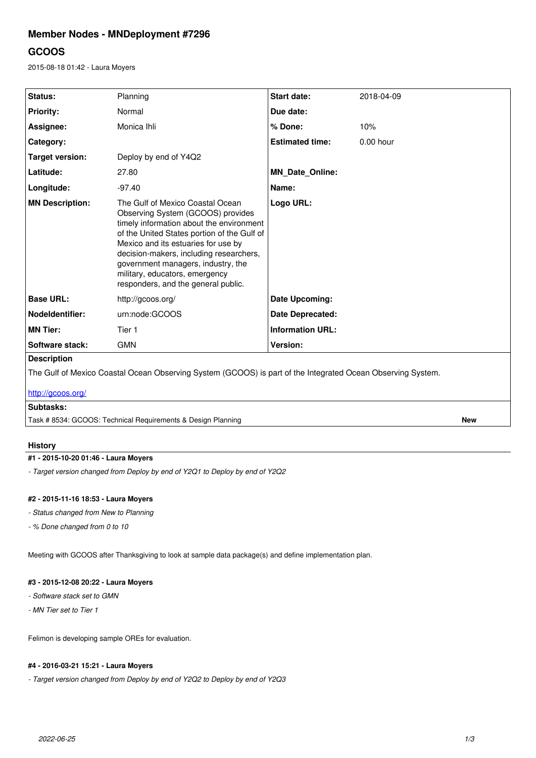# Member Nodes - MNDeployment #7296

## GCOOS

2015-08-18 01:42 - Laura Moyers

| | | | |
|---|---|---|---|
| **Status:** | Planning | **Start date:** | 2018-04-09 |
| **Priority:** | Normal | **Due date:** | |
| **Assignee:** | Monica Ihli | **% Done:** | 10% |
| **Category:** | | **Estimated time:** | 0.00 hour |
| **Target version:** | Deploy by end of Y4Q2 | | |
| **Latitude:** | 27.80 | **MN_Date_Online:** | |
| **Longitude:** | -97.40 | **Name:** | |
| **MN Description:** | The Gulf of Mexico Coastal Ocean Observing System (GCOOS) provides timely information about the environment of the United States portion of the Gulf of Mexico and its estuaries for use by decision-makers, including researchers, government managers, industry, the military, educators, emergency responders, and the general public. | **Logo URL:** | |
| **Base URL:** | http://gcoos.org/ | **Date Upcoming:** | |
| **NodeIdentifier:** | urn:node:GCOOS | **Date Deprecated:** | |
| **MN Tier:** | Tier 1 | **Information URL:** | |
| **Software stack:** | GMN | **Version:** | |

**Description**

The Gulf of Mexico Coastal Ocean Observing System (GCOOS) is part of the Integrated Ocean Observing System.

http://gcoos.org/

**Subtasks:**

| | |
|---|---|
| Task # 8534: GCOOS: Technical Requirements & Design Planning | **New** |

### History

#### #1 - 2015-10-20 01:46 - Laura Moyers

- *Target version changed from Deploy by end of Y2Q1 to Deploy by end of Y2Q2*

#### #2 - 2015-11-16 18:53 - Laura Moyers

- *Status changed from New to Planning*
- *% Done changed from 0 to 10*

Meeting with GCOOS after Thanksgiving to look at sample data package(s) and define implementation plan.

#### #3 - 2015-12-08 20:22 - Laura Moyers

- *Software stack set to GMN*
- *MN Tier set to Tier 1*

Felimon is developing sample OREs for evaluation.

#### #4 - 2016-03-21 15:21 - Laura Moyers

- *Target version changed from Deploy by end of Y2Q2 to Deploy by end of Y2Q3*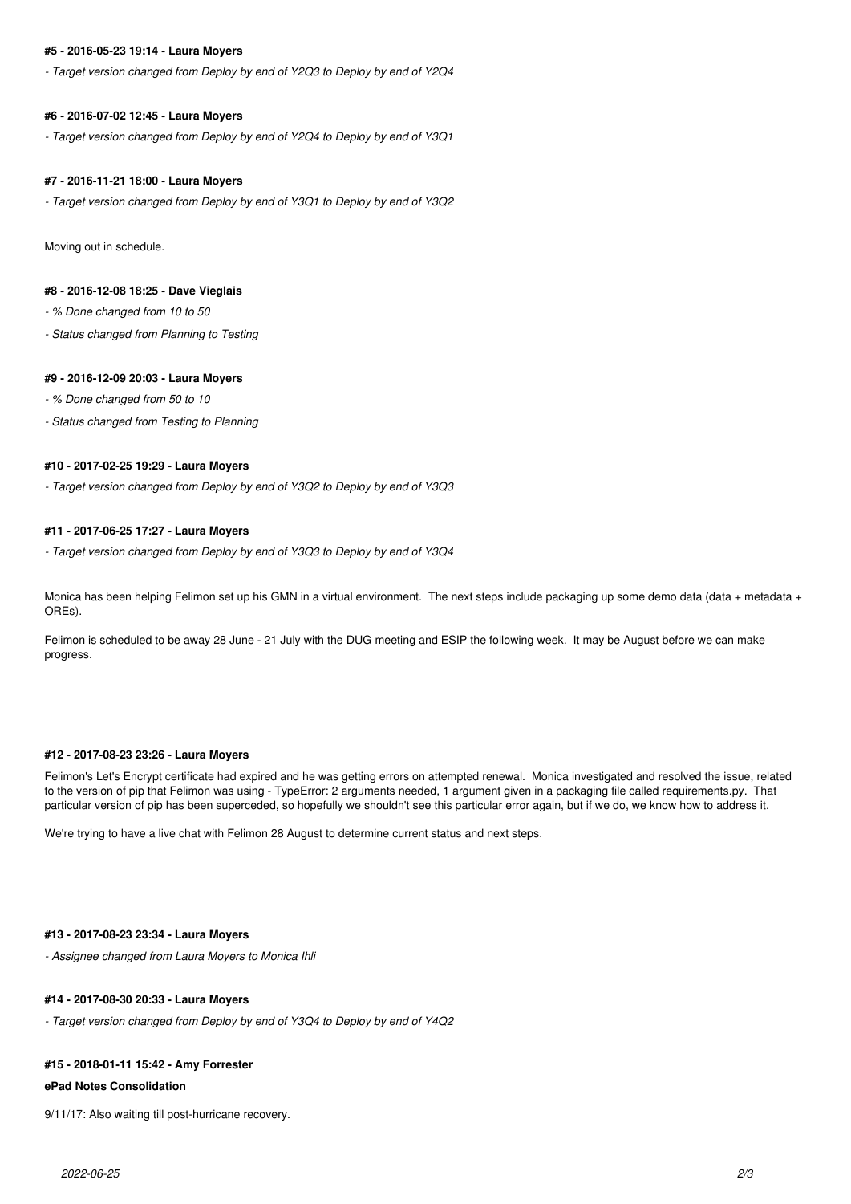#### #5 - 2016-05-23 19:14 - Laura Moyers

*- Target version changed from Deploy by end of Y2Q3 to Deploy by end of Y2Q4*

#### #6 - 2016-07-02 12:45 - Laura Moyers

*- Target version changed from Deploy by end of Y2Q4 to Deploy by end of Y3Q1*

#### #7 - 2016-11-21 18:00 - Laura Moyers

*- Target version changed from Deploy by end of Y3Q1 to Deploy by end of Y3Q2*

Moving out in schedule.

#### #8 - 2016-12-08 18:25 - Dave Vieglais

*- % Done changed from 10 to 50*

*- Status changed from Planning to Testing*

#### #9 - 2016-12-09 20:03 - Laura Moyers

*- % Done changed from 50 to 10*

*- Status changed from Testing to Planning*

#### #10 - 2017-02-25 19:29 - Laura Moyers

*- Target version changed from Deploy by end of Y3Q2 to Deploy by end of Y3Q3*

#### #11 - 2017-06-25 17:27 - Laura Moyers

*- Target version changed from Deploy by end of Y3Q3 to Deploy by end of Y3Q4*

Monica has been helping Felimon set up his GMN in a virtual environment. The next steps include packaging up some demo data (data + metadata + OREs).

Felimon is scheduled to be away 28 June - 21 July with the DUG meeting and ESIP the following week. It may be August before we can make progress.

#### #12 - 2017-08-23 23:26 - Laura Moyers

Felimon's Let's Encrypt certificate had expired and he was getting errors on attempted renewal. Monica investigated and resolved the issue, related to the version of pip that Felimon was using - TypeError: 2 arguments needed, 1 argument given in a packaging file called requirements.py. That particular version of pip has been superceded, so hopefully we shouldn't see this particular error again, but if we do, we know how to address it.

We're trying to have a live chat with Felimon 28 August to determine current status and next steps.

#### #13 - 2017-08-23 23:34 - Laura Moyers

*- Assignee changed from Laura Moyers to Monica Ihli*

#### #14 - 2017-08-30 20:33 - Laura Moyers

*- Target version changed from Deploy by end of Y3Q4 to Deploy by end of Y4Q2*

#### #15 - 2018-01-11 15:42 - Amy Forrester

**ePad Notes Consolidation**

9/11/17: Also waiting till post-hurricane recovery.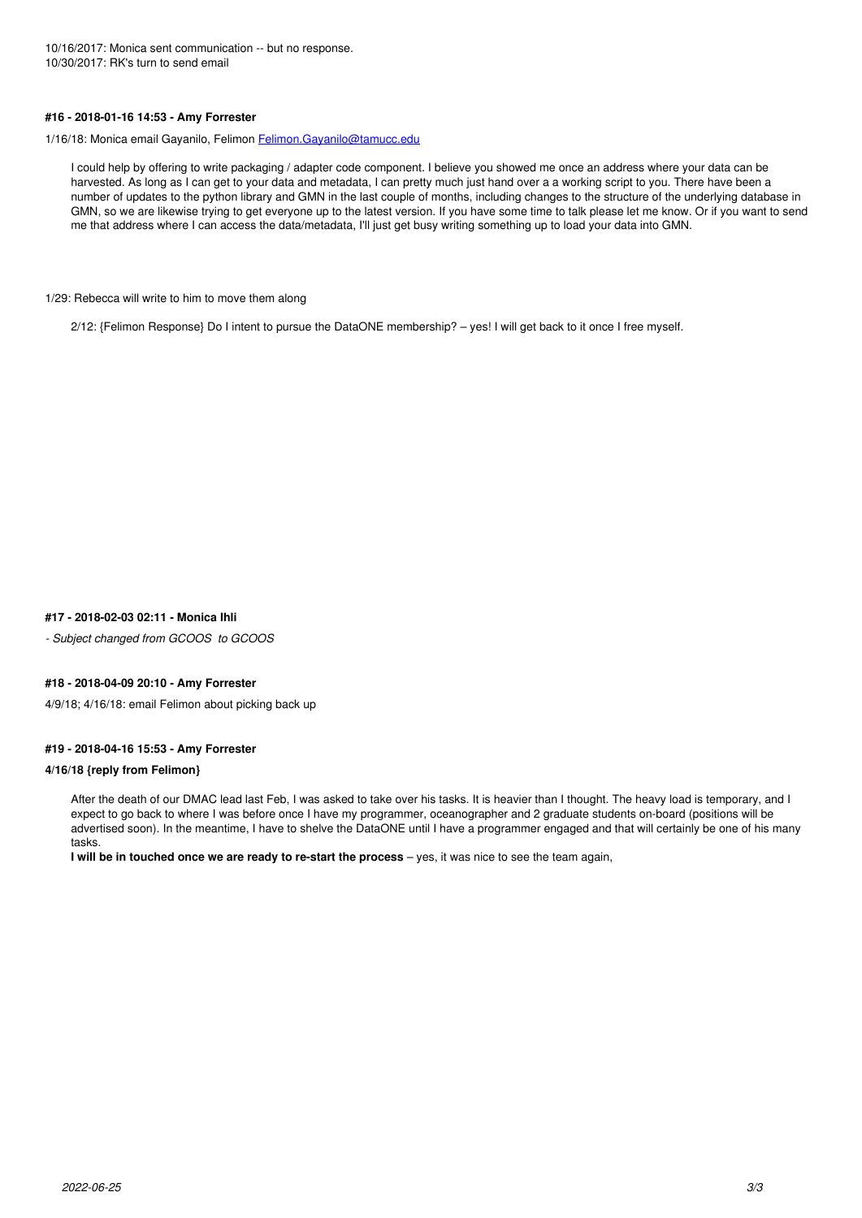10/16/2017: Monica sent communication -- but no response.
10/30/2017: RK's turn to send email

#### #16 - 2018-01-16 14:53 - Amy Forrester

1/16/18: Monica email Gayanilo, Felimon Felimon.Gayanilo@tamucc.edu

> I could help by offering to write packaging / adapter code component. I believe you showed me once an address where your data can be harvested. As long as I can get to your data and metadata, I can pretty much just hand over a a working script to you. There have been a number of updates to the python library and GMN in the last couple of months, including changes to the structure of the underlying database in GMN, so we are likewise trying to get everyone up to the latest version. If you have some time to talk please let me know. Or if you want to send me that address where I can access the data/metadata, I'll just get busy writing something up to load your data into GMN.

1/29: Rebecca will write to him to move them along

> 2/12: {Felimon Response} Do I intent to pursue the DataONE membership? – yes! I will get back to it once I free myself.

#### #17 - 2018-02-03 02:11 - Monica Ihli

*- Subject changed from GCOOS  to GCOOS*

#### #18 - 2018-04-09 20:10 - Amy Forrester

4/9/18; 4/16/18: email Felimon about picking back up

#### #19 - 2018-04-16 15:53 - Amy Forrester

**4/16/18 {reply from Felimon}**

> After the death of our DMAC lead last Feb, I was asked to take over his tasks. It is heavier than I thought. The heavy load is temporary, and I expect to go back to where I was before once I have my programmer, oceanographer and 2 graduate students on-board (positions will be advertised soon). In the meantime, I have to shelve the DataONE until I have a programmer engaged and that will certainly be one of his many tasks.
> **I will be in touched once we are ready to re-start the process** – yes, it was nice to see the team again,